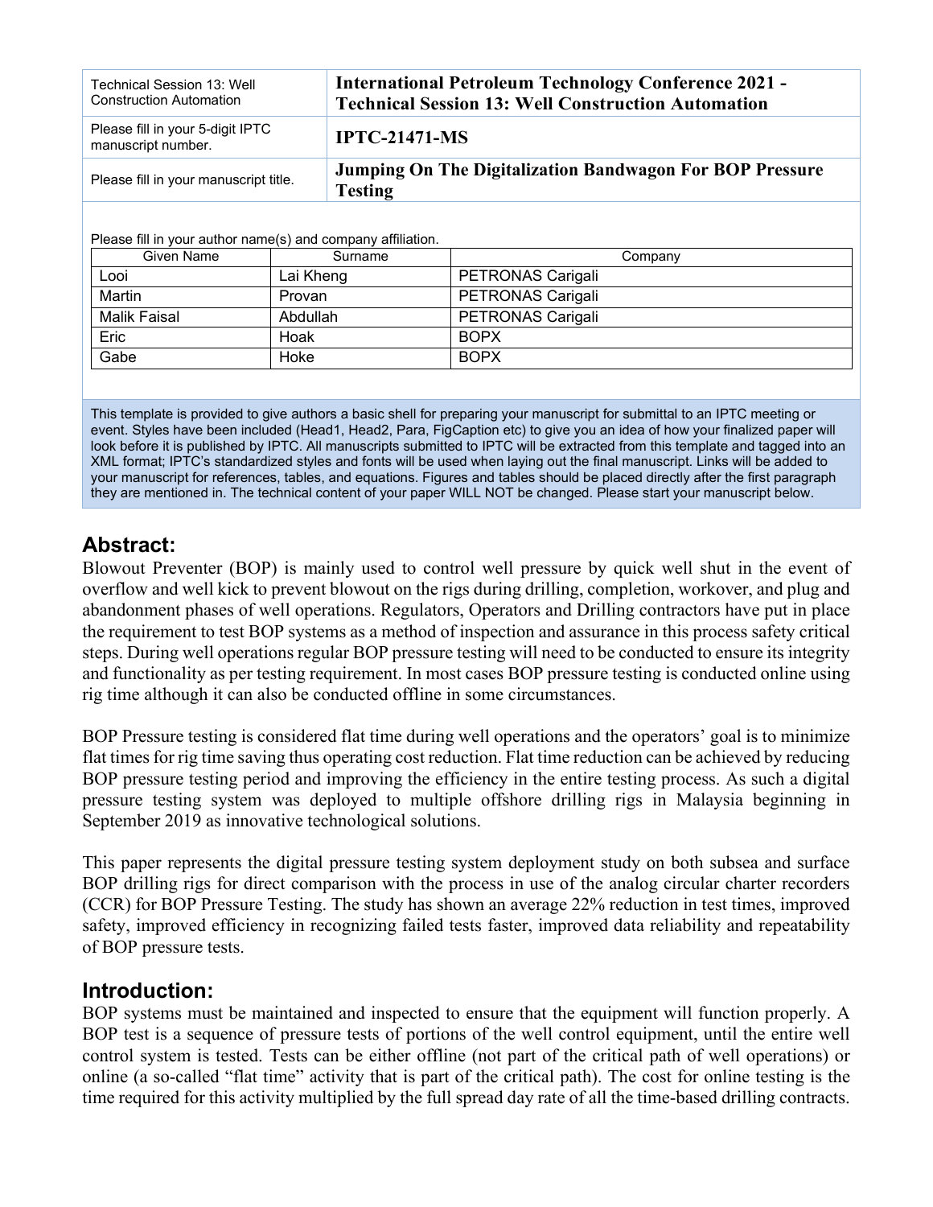| Technical Session 13: Well Construction Automation | **International Petroleum Technology Conference 2021 - Technical Session 13: Well Construction Automation** |
|---|---|
| Please fill in your 5-digit IPTC manuscript number. | **IPTC-21471-MS** |
| Please fill in your manuscript title. | **Jumping On The Digitalization Bandwagon For BOP Pressure Testing** |

Please fill in your author name(s) and company affiliation.

| Given Name | Surname | Company |
|---|---|---|
| Looi | Lai Kheng | PETRONAS Carigali |
| Martin | Provan | PETRONAS Carigali |
| Malik Faisal | Abdullah | PETRONAS Carigali |
| Eric | Hoak | BOPX |
| Gabe | Hoke | BOPX |

This template is provided to give authors a basic shell for preparing your manuscript for submittal to an IPTC meeting or event. Styles have been included (Head1, Head2, Para, FigCaption etc) to give you an idea of how your finalized paper will look before it is published by IPTC. All manuscripts submitted to IPTC will be extracted from this template and tagged into an XML format; IPTC's standardized styles and fonts will be used when laying out the final manuscript. Links will be added to your manuscript for references, tables, and equations. Figures and tables should be placed directly after the first paragraph they are mentioned in. The technical content of your paper WILL NOT be changed. Please start your manuscript below.

## Abstract:

Blowout Preventer (BOP) is mainly used to control well pressure by quick well shut in the event of overflow and well kick to prevent blowout on the rigs during drilling, completion, workover, and plug and abandonment phases of well operations. Regulators, Operators and Drilling contractors have put in place the requirement to test BOP systems as a method of inspection and assurance in this process safety critical steps. During well operations regular BOP pressure testing will need to be conducted to ensure its integrity and functionality as per testing requirement. In most cases BOP pressure testing is conducted online using rig time although it can also be conducted offline in some circumstances.

BOP Pressure testing is considered flat time during well operations and the operators' goal is to minimize flat times for rig time saving thus operating cost reduction. Flat time reduction can be achieved by reducing BOP pressure testing period and improving the efficiency in the entire testing process. As such a digital pressure testing system was deployed to multiple offshore drilling rigs in Malaysia beginning in September 2019 as innovative technological solutions.

This paper represents the digital pressure testing system deployment study on both subsea and surface BOP drilling rigs for direct comparison with the process in use of the analog circular charter recorders (CCR) for BOP Pressure Testing. The study has shown an average 22% reduction in test times, improved safety, improved efficiency in recognizing failed tests faster, improved data reliability and repeatability of BOP pressure tests.

## Introduction:

BOP systems must be maintained and inspected to ensure that the equipment will function properly. A BOP test is a sequence of pressure tests of portions of the well control equipment, until the entire well control system is tested. Tests can be either offline (not part of the critical path of well operations) or online (a so-called "flat time" activity that is part of the critical path). The cost for online testing is the time required for this activity multiplied by the full spread day rate of all the time-based drilling contracts.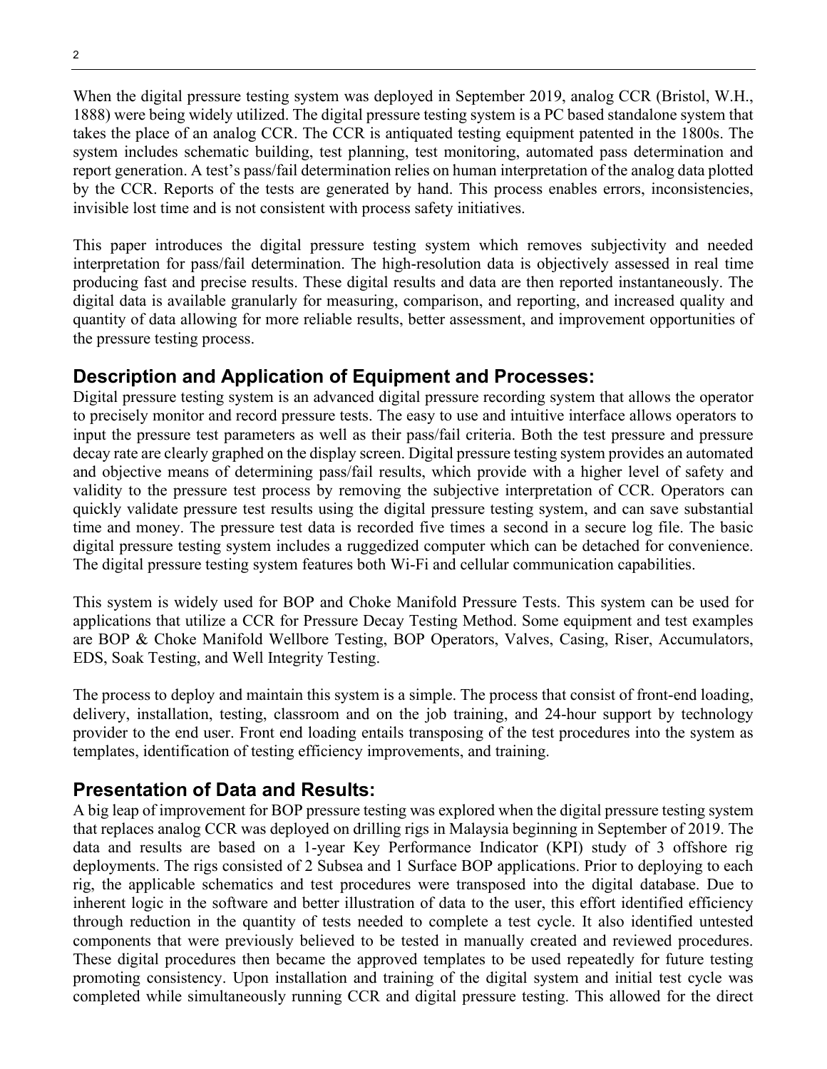When the digital pressure testing system was deployed in September 2019, analog CCR (Bristol, W.H., 1888) were being widely utilized. The digital pressure testing system is a PC based standalone system that takes the place of an analog CCR. The CCR is antiquated testing equipment patented in the 1800s. The system includes schematic building, test planning, test monitoring, automated pass determination and report generation. A test's pass/fail determination relies on human interpretation of the analog data plotted by the CCR. Reports of the tests are generated by hand. This process enables errors, inconsistencies, invisible lost time and is not consistent with process safety initiatives.

This paper introduces the digital pressure testing system which removes subjectivity and needed interpretation for pass/fail determination. The high-resolution data is objectively assessed in real time producing fast and precise results. These digital results and data are then reported instantaneously. The digital data is available granularly for measuring, comparison, and reporting, and increased quality and quantity of data allowing for more reliable results, better assessment, and improvement opportunities of the pressure testing process.

## Description and Application of Equipment and Processes:

Digital pressure testing system is an advanced digital pressure recording system that allows the operator to precisely monitor and record pressure tests. The easy to use and intuitive interface allows operators to input the pressure test parameters as well as their pass/fail criteria. Both the test pressure and pressure decay rate are clearly graphed on the display screen. Digital pressure testing system provides an automated and objective means of determining pass/fail results, which provide with a higher level of safety and validity to the pressure test process by removing the subjective interpretation of CCR. Operators can quickly validate pressure test results using the digital pressure testing system, and can save substantial time and money. The pressure test data is recorded five times a second in a secure log file. The basic digital pressure testing system includes a ruggedized computer which can be detached for convenience. The digital pressure testing system features both Wi-Fi and cellular communication capabilities.

This system is widely used for BOP and Choke Manifold Pressure Tests. This system can be used for applications that utilize a CCR for Pressure Decay Testing Method. Some equipment and test examples are BOP & Choke Manifold Wellbore Testing, BOP Operators, Valves, Casing, Riser, Accumulators, EDS, Soak Testing, and Well Integrity Testing.

The process to deploy and maintain this system is a simple. The process that consist of front-end loading, delivery, installation, testing, classroom and on the job training, and 24-hour support by technology provider to the end user. Front end loading entails transposing of the test procedures into the system as templates, identification of testing efficiency improvements, and training.

## Presentation of Data and Results:

A big leap of improvement for BOP pressure testing was explored when the digital pressure testing system that replaces analog CCR was deployed on drilling rigs in Malaysia beginning in September of 2019. The data and results are based on a 1-year Key Performance Indicator (KPI) study of 3 offshore rig deployments. The rigs consisted of 2 Subsea and 1 Surface BOP applications. Prior to deploying to each rig, the applicable schematics and test procedures were transposed into the digital database. Due to inherent logic in the software and better illustration of data to the user, this effort identified efficiency through reduction in the quantity of tests needed to complete a test cycle. It also identified untested components that were previously believed to be tested in manually created and reviewed procedures. These digital procedures then became the approved templates to be used repeatedly for future testing promoting consistency. Upon installation and training of the digital system and initial test cycle was completed while simultaneously running CCR and digital pressure testing. This allowed for the direct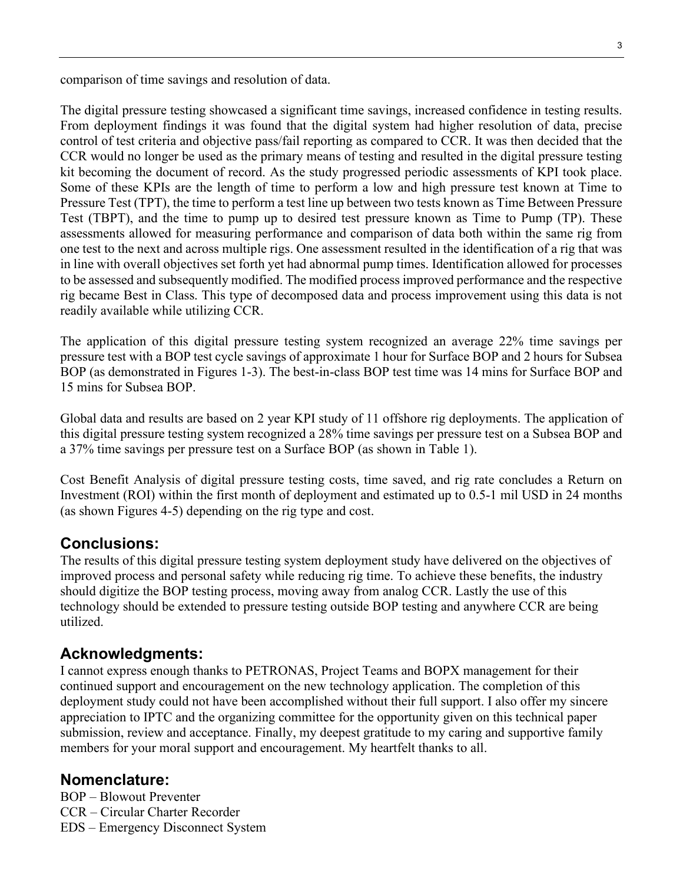comparison of time savings and resolution of data.

The digital pressure testing showcased a significant time savings, increased confidence in testing results. From deployment findings it was found that the digital system had higher resolution of data, precise control of test criteria and objective pass/fail reporting as compared to CCR. It was then decided that the CCR would no longer be used as the primary means of testing and resulted in the digital pressure testing kit becoming the document of record. As the study progressed periodic assessments of KPI took place. Some of these KPIs are the length of time to perform a low and high pressure test known at Time to Pressure Test (TPT), the time to perform a test line up between two tests known as Time Between Pressure Test (TBPT), and the time to pump up to desired test pressure known as Time to Pump (TP). These assessments allowed for measuring performance and comparison of data both within the same rig from one test to the next and across multiple rigs. One assessment resulted in the identification of a rig that was in line with overall objectives set forth yet had abnormal pump times. Identification allowed for processes to be assessed and subsequently modified. The modified process improved performance and the respective rig became Best in Class. This type of decomposed data and process improvement using this data is not readily available while utilizing CCR.

The application of this digital pressure testing system recognized an average 22% time savings per pressure test with a BOP test cycle savings of approximate 1 hour for Surface BOP and 2 hours for Subsea BOP (as demonstrated in Figures 1-3). The best-in-class BOP test time was 14 mins for Surface BOP and 15 mins for Subsea BOP.

Global data and results are based on 2 year KPI study of 11 offshore rig deployments. The application of this digital pressure testing system recognized a 28% time savings per pressure test on a Subsea BOP and a 37% time savings per pressure test on a Surface BOP (as shown in Table 1).

Cost Benefit Analysis of digital pressure testing costs, time saved, and rig rate concludes a Return on Investment (ROI) within the first month of deployment and estimated up to 0.5-1 mil USD in 24 months (as shown Figures 4-5) depending on the rig type and cost.

## Conclusions:

The results of this digital pressure testing system deployment study have delivered on the objectives of improved process and personal safety while reducing rig time. To achieve these benefits, the industry should digitize the BOP testing process, moving away from analog CCR. Lastly the use of this technology should be extended to pressure testing outside BOP testing and anywhere CCR are being utilized.

## Acknowledgments:

I cannot express enough thanks to PETRONAS, Project Teams and BOPX management for their continued support and encouragement on the new technology application. The completion of this deployment study could not have been accomplished without their full support. I also offer my sincere appreciation to IPTC and the organizing committee for the opportunity given on this technical paper submission, review and acceptance. Finally, my deepest gratitude to my caring and supportive family members for your moral support and encouragement. My heartfelt thanks to all.

## Nomenclature:

BOP – Blowout Preventer
CCR – Circular Charter Recorder
EDS – Emergency Disconnect System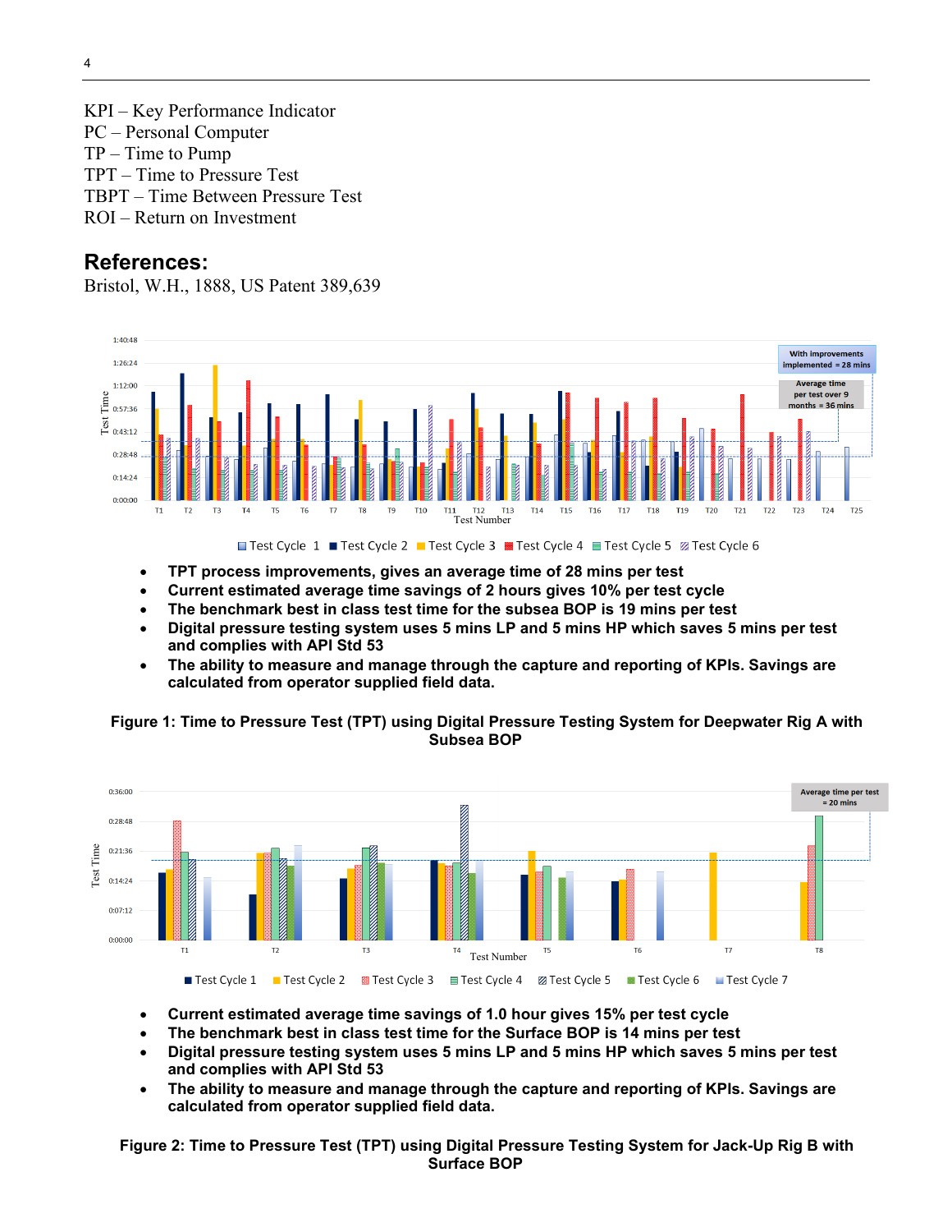KPI – Key Performance Indicator
PC – Personal Computer
TP – Time to Pump
TPT – Time to Pressure Test
TBPT – Time Between Pressure Test
ROI – Return on Investment

## References:

Bristol, W.H., 1888, US Patent 389,639

- **TPT process improvements, gives an average time of 28 mins per test**
- **Current estimated average time savings of 2 hours gives 10% per test cycle**
- **The benchmark best in class test time for the subsea BOP is 19 mins per test**
- **Digital pressure testing system uses 5 mins LP and 5 mins HP which saves 5 mins per test and complies with API Std 53**
- **The ability to measure and manage through the capture and reporting of KPIs. Savings are calculated from operator supplied field data.**

**Figure 1: Time to Pressure Test (TPT) using Digital Pressure Testing System for Deepwater Rig A with Subsea BOP**

- **Current estimated average time savings of 1.0 hour gives 15% per test cycle**
- **The benchmark best in class test time for the Surface BOP is 14 mins per test**
- **Digital pressure testing system uses 5 mins LP and 5 mins HP which saves 5 mins per test and complies with API Std 53**
- **The ability to measure and manage through the capture and reporting of KPIs. Savings are calculated from operator supplied field data.**

**Figure 2: Time to Pressure Test (TPT) using Digital Pressure Testing System for Jack-Up Rig B with Surface BOP**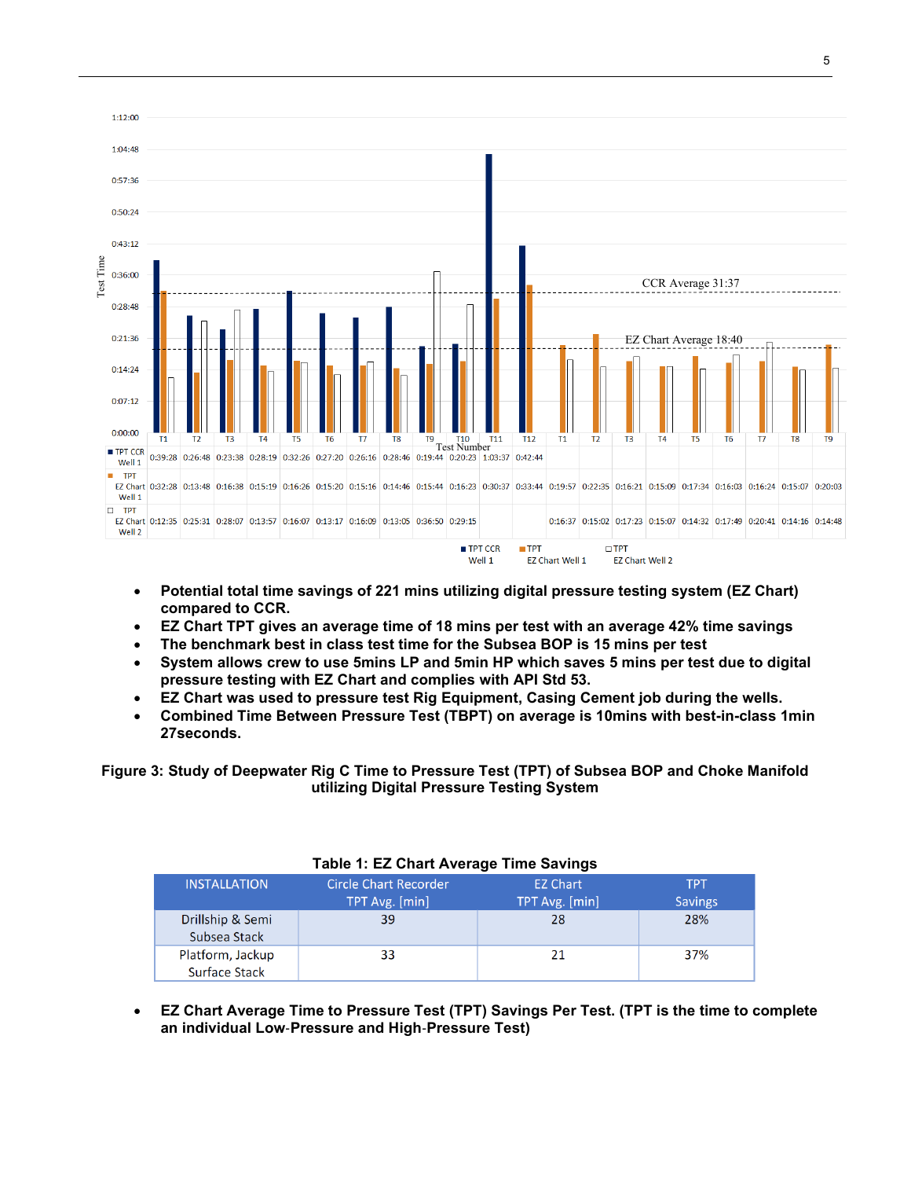| | T1 | T2 | T3 | T4 | T5 | T6 | T7 | T8 | T9 | T10 | T11 | T12 | T1 | T2 | T3 | T4 | T5 | T6 | T7 | T8 | T9 |
|---|---|---|---|---|---|---|---|---|---|---|---|---|---|---|---|---|---|---|---|---|---|
| TPT CCR Well 1 | 0:39:28 | 0:26:48 | 0:23:38 | 0:28:19 | 0:32:26 | 0:27:20 | 0:26:16 | 0:28:46 | 0:19:44 | 0:20:23 | 1:03:37 | 0:42:44 | | | | | | | | | |
| TPT EZ Chart Well 1 | 0:32:28 | 0:13:48 | 0:16:38 | 0:15:19 | 0:16:26 | 0:15:20 | 0:15:16 | 0:14:46 | 0:15:44 | 0:16:23 | 0:30:37 | 0:33:44 | 0:19:57 | 0:22:35 | 0:16:21 | 0:15:09 | 0:17:34 | 0:16:03 | 0:16:24 | 0:15:07 | 0:20:03 |
| TPT EZ Chart Well 2 | 0:12:35 | 0:25:31 | 0:28:07 | 0:13:57 | 0:16:07 | 0:13:17 | 0:16:09 | 0:13:05 | 0:36:50 | 0:29:15 | | | 0:16:37 | 0:15:02 | 0:17:23 | 0:15:07 | 0:14:32 | 0:17:49 | 0:20:41 | 0:14:16 | 0:14:48 |

CCR Average 31:37; EZ Chart Average 18:40

- **Potential total time savings of 221 mins utilizing digital pressure testing system (EZ Chart) compared to CCR.**
- **EZ Chart TPT gives an average time of 18 mins per test with an average 42% time savings**
- **The benchmark best in class test time for the Subsea BOP is 15 mins per test**
- **System allows crew to use 5mins LP and 5min HP which saves 5 mins per test due to digital pressure testing with EZ Chart and complies with API Std 53.**
- **EZ Chart was used to pressure test Rig Equipment, Casing Cement job during the wells.**
- **Combined Time Between Pressure Test (TBPT) on average is 10mins with best-in-class 1min 27seconds.**

**Figure 3: Study of Deepwater Rig C Time to Pressure Test (TPT) of Subsea BOP and Choke Manifold utilizing Digital Pressure Testing System**

**Table 1: EZ Chart Average Time Savings**

| INSTALLATION | Circle Chart Recorder TPT Avg. [min] | EZ Chart TPT Avg. [min] | TPT Savings |
|---|---|---|---|
| Drillship & Semi Subsea Stack | 39 | 28 | 28% |
| Platform, Jackup Surface Stack | 33 | 21 | 37% |

- **EZ Chart Average Time to Pressure Test (TPT) Savings Per Test. (TPT is the time to complete an individual Low-Pressure and High-Pressure Test)**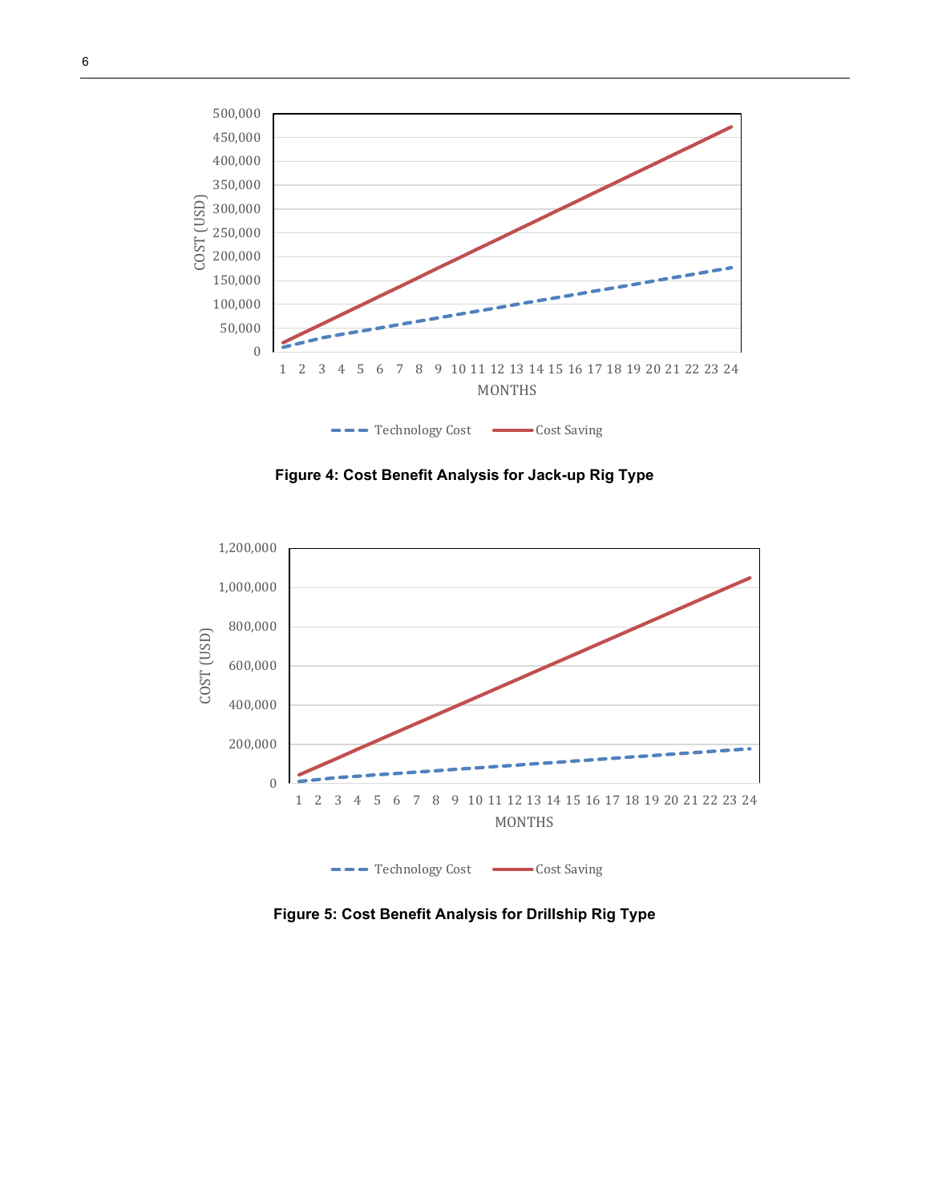500,000
450,000
400,000
350,000
300,000
250,000
200,000
150,000
100,000
50,000
0

COST (USD)

1 2 3 4 5 6 7 8 9 10 11 12 13 14 15 16 17 18 19 20 21 22 23 24

MONTHS

Technology Cost    Cost Saving

**Figure 4: Cost Benefit Analysis for Jack-up Rig Type**

1,200,000
1,000,000
800,000
600,000
400,000
200,000
0

COST (USD)

1 2 3 4 5 6 7 8 9 10 11 12 13 14 15 16 17 18 19 20 21 22 23 24

MONTHS

Technology Cost    Cost Saving

**Figure 5: Cost Benefit Analysis for Drillship Rig Type**